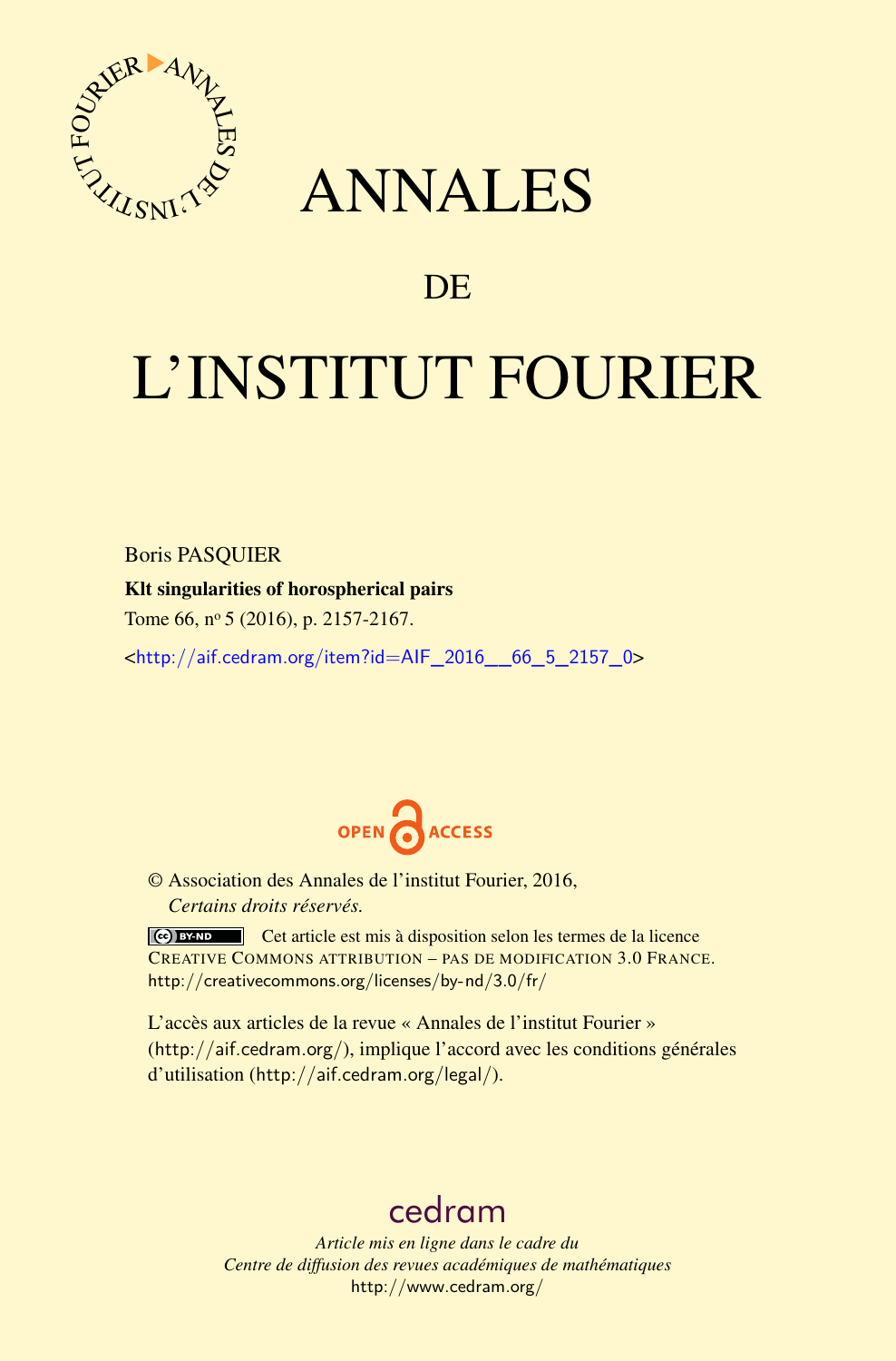# ANNALES

## DE

# L'INSTITUT FOURIER

Boris PASQUIER

**Klt singularities of horospherical pairs**

Tome 66, nº 5 (2016), p. 2157-2167.

<http://aif.cedram.org/item?id=AIF_2016__66_5_2157_0>

OPEN ACCESS

© Association des Annales de l'institut Fourier, 2016,
*Certains droits réservés.*

Cet article est mis à disposition selon les termes de la licence
CREATIVE COMMONS ATTRIBUTION – PAS DE MODIFICATION 3.0 FRANCE.
http://creativecommons.org/licenses/by-nd/3.0/fr/

L'accès aux articles de la revue « Annales de l'institut Fourier »
(http://aif.cedram.org/), implique l'accord avec les conditions générales
d'utilisation (http://aif.cedram.org/legal/).

cedram

*Article mis en ligne dans le cadre du*
*Centre de diffusion des revues académiques de mathématiques*
http://www.cedram.org/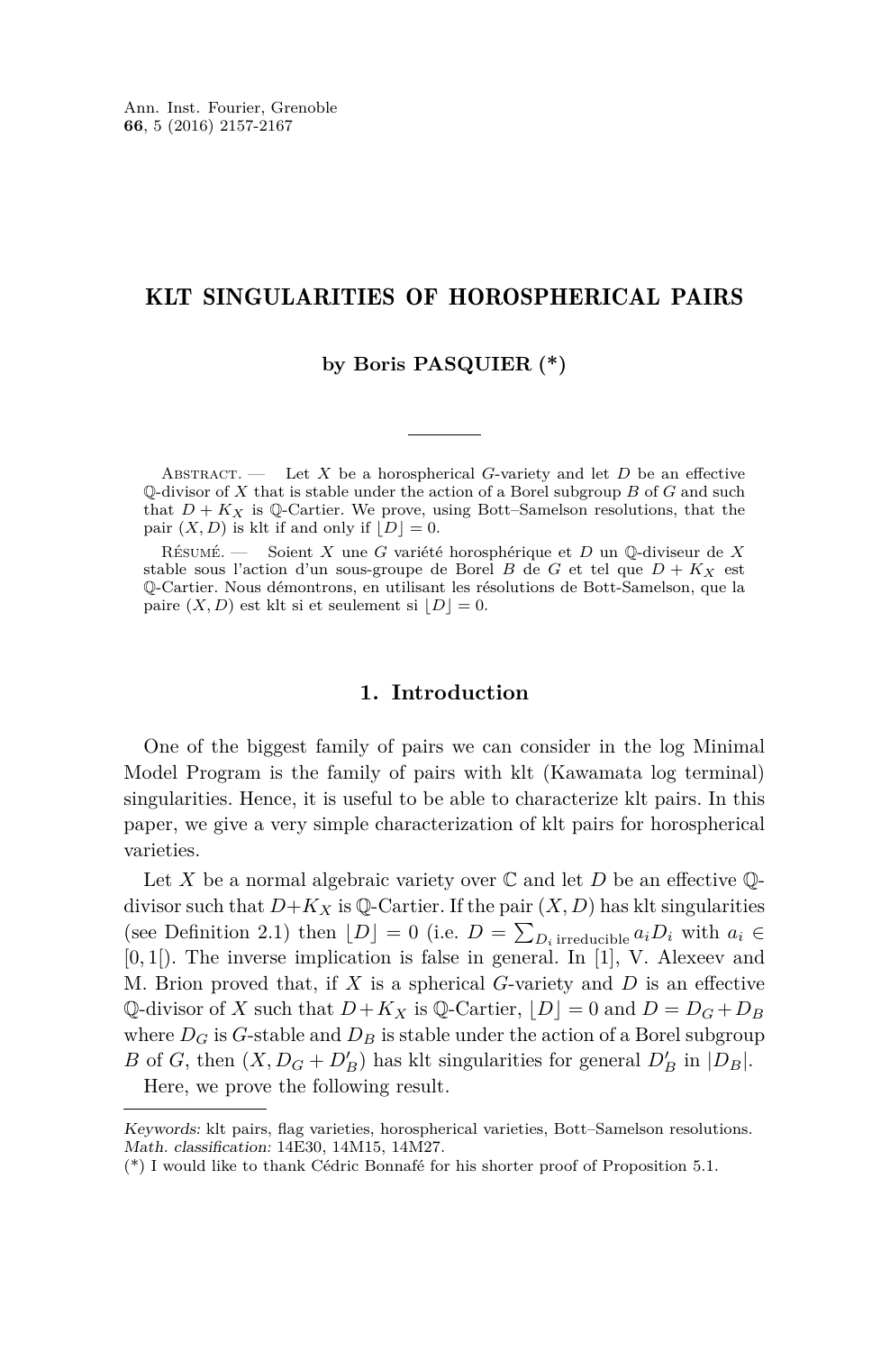# KLT SINGULARITIES OF HOROSPHERICAL PAIRS

**by Boris PASQUIER (\*)**

---

Abstract. — Let $X$ be a horospherical $G$-variety and let $D$ be an effective $\mathbb{Q}$-divisor of $X$ that is stable under the action of a Borel subgroup $B$ of $G$ and such that $D + K_X$ is $\mathbb{Q}$-Cartier. We prove, using Bott–Samelson resolutions, that the pair $(X, D)$ is klt if and only if $\lfloor D \rfloor = 0$.

Résumé. — Soient $X$ une $G$ variété horosphérique et $D$ un $\mathbb{Q}$-diviseur de $X$ stable sous l'action d'un sous-groupe de Borel $B$ de $G$ et tel que $D + K_X$ est $\mathbb{Q}$-Cartier. Nous démontrons, en utilisant les résolutions de Bott-Samelson, que la paire $(X, D)$ est klt si et seulement si $\lfloor D \rfloor = 0$.

## 1. Introduction

One of the biggest family of pairs we can consider in the log Minimal Model Program is the family of pairs with klt (Kawamata log terminal) singularities. Hence, it is useful to be able to characterize klt pairs. In this paper, we give a very simple characterization of klt pairs for horospherical varieties.

Let $X$ be a normal algebraic variety over $\mathbb{C}$ and let $D$ be an effective $\mathbb{Q}$-divisor such that $D+K_X$ is $\mathbb{Q}$-Cartier. If the pair $(X, D)$ has klt singularities (see Definition 2.1) then $\lfloor D \rfloor = 0$ (i.e. $D = \sum_{D_i \text{ irreducible}} a_i D_i$ with $a_i \in [0, 1[$). The inverse implication is false in general. In [1], V. Alexeev and M. Brion proved that, if $X$ is a spherical $G$-variety and $D$ is an effective $\mathbb{Q}$-divisor of $X$ such that $D + K_X$ is $\mathbb{Q}$-Cartier, $\lfloor D \rfloor = 0$ and $D = D_G + D_B$ where $D_G$ is $G$-stable and $D_B$ is stable under the action of a Borel subgroup $B$ of $G$, then $(X, D_G + D'_B)$ has klt singularities for general $D'_B$ in $|D_B|$.

Here, we prove the following result.

---

*Keywords:* klt pairs, flag varieties, horospherical varieties, Bott–Samelson resolutions.
*Math. classification:* 14E30, 14M15, 14M27.
(\*) I would like to thank Cédric Bonnafé for his shorter proof of Proposition 5.1.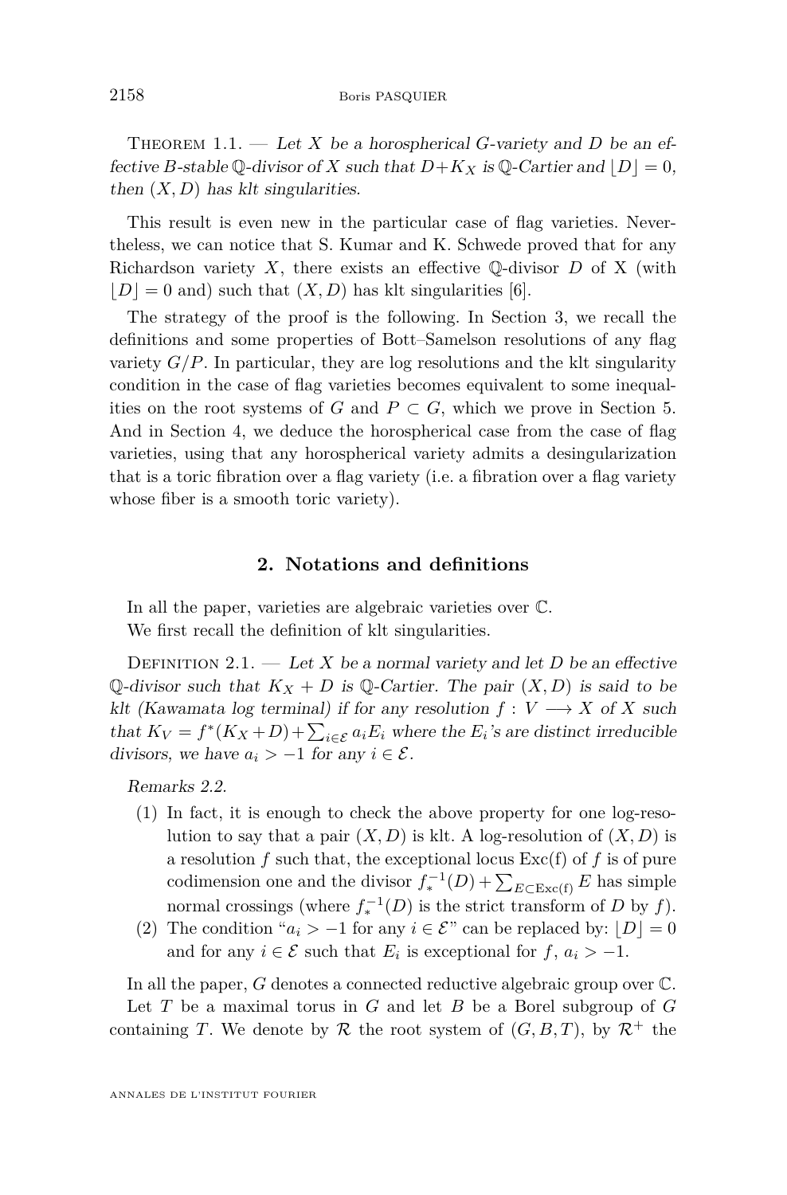Theorem 1.1. — *Let $X$ be a horospherical $G$-variety and $D$ be an effective $B$-stable $\mathbb{Q}$-divisor of $X$ such that $D+K_X$ is $\mathbb{Q}$-Cartier and $\lfloor D \rfloor = 0$, then $(X, D)$ has klt singularities.*

This result is even new in the particular case of flag varieties. Nevertheless, we can notice that S. Kumar and K. Schwede proved that for any Richardson variety $X$, there exists an effective $\mathbb{Q}$-divisor $D$ of X (with $\lfloor D \rfloor = 0$ and) such that $(X, D)$ has klt singularities [6].

The strategy of the proof is the following. In Section 3, we recall the definitions and some properties of Bott–Samelson resolutions of any flag variety $G/P$. In particular, they are log resolutions and the klt singularity condition in the case of flag varieties becomes equivalent to some inequalities on the root systems of $G$ and $P \subset G$, which we prove in Section 5. And in Section 4, we deduce the horospherical case from the case of flag varieties, using that any horospherical variety admits a desingularization that is a toric fibration over a flag variety (i.e. a fibration over a flag variety whose fiber is a smooth toric variety).

## 2. Notations and definitions

In all the paper, varieties are algebraic varieties over $\mathbb{C}$.

We first recall the definition of klt singularities.

Definition 2.1. — *Let $X$ be a normal variety and let $D$ be an effective $\mathbb{Q}$-divisor such that $K_X + D$ is $\mathbb{Q}$-Cartier. The pair $(X, D)$ is said to be klt (Kawamata log terminal) if for any resolution $f : V \longrightarrow X$ of $X$ such that $K_V = f^*(K_X+D)+\sum_{i\in\mathcal{E}} a_i E_i$ where the $E_i$'s are distinct irreducible divisors, we have $a_i > -1$ for any $i \in \mathcal{E}$.*

*Remarks 2.2.*

(1) In fact, it is enough to check the above property for one log-resolution to say that a pair $(X, D)$ is klt. A log-resolution of $(X, D)$ is a resolution $f$ such that, the exceptional locus Exc(f) of $f$ is of pure codimension one and the divisor $f_*^{-1}(D) + \sum_{E\subset \mathrm{Exc(f)}} E$ has simple normal crossings (where $f_*^{-1}(D)$ is the strict transform of $D$ by $f$).

(2) The condition "$a_i > -1$ for any $i \in \mathcal{E}$" can be replaced by: $\lfloor D \rfloor = 0$ and for any $i \in \mathcal{E}$ such that $E_i$ is exceptional for $f$, $a_i > -1$.

In all the paper, $G$ denotes a connected reductive algebraic group over $\mathbb{C}$.

Let $T$ be a maximal torus in $G$ and let $B$ be a Borel subgroup of $G$ containing $T$. We denote by $\mathcal{R}$ the root system of $(G, B, T)$, by $\mathcal{R}^+$ the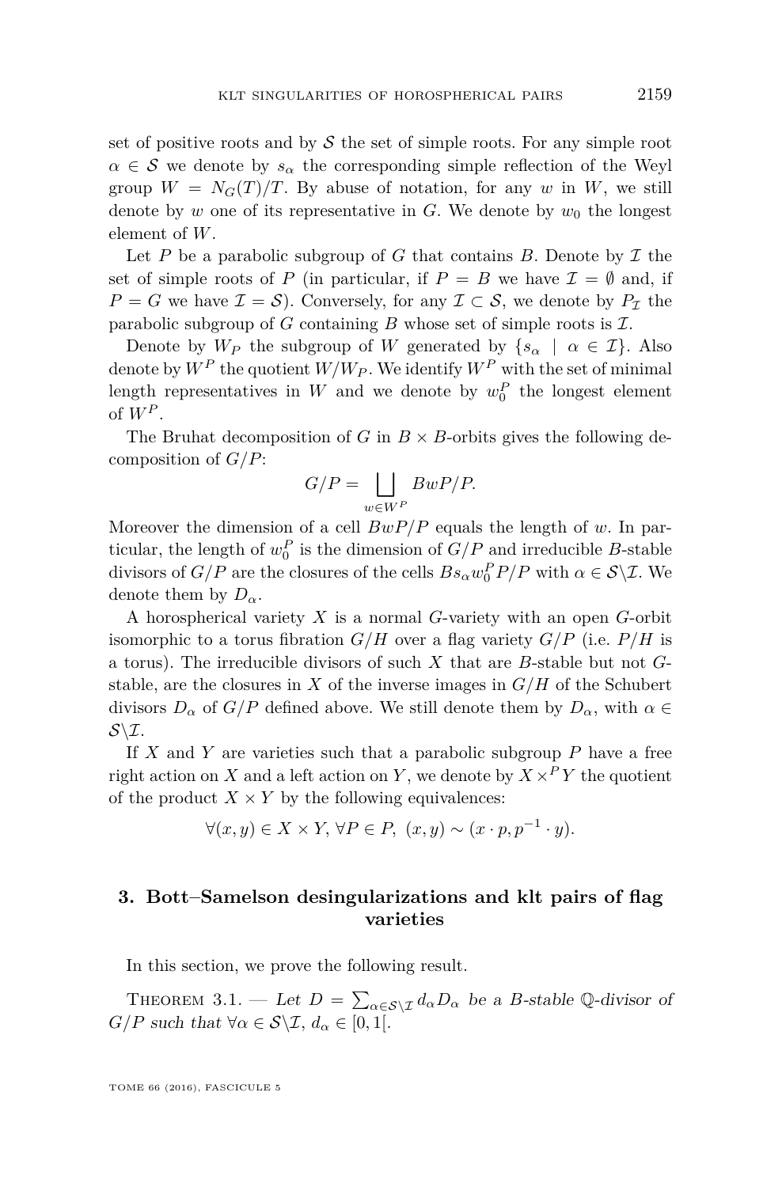set of positive roots and by $\mathcal{S}$ the set of simple roots. For any simple root $\alpha \in \mathcal{S}$ we denote by $s_\alpha$ the corresponding simple reflection of the Weyl group $W = N_G(T)/T$. By abuse of notation, for any $w$ in $W$, we still denote by $w$ one of its representative in $G$. We denote by $w_0$ the longest element of $W$.

Let $P$ be a parabolic subgroup of $G$ that contains $B$. Denote by $\mathcal{I}$ the set of simple roots of $P$ (in particular, if $P = B$ we have $\mathcal{I} = \emptyset$ and, if $P = G$ we have $\mathcal{I} = \mathcal{S}$). Conversely, for any $\mathcal{I} \subset \mathcal{S}$, we denote by $P_{\mathcal{I}}$ the parabolic subgroup of $G$ containing $B$ whose set of simple roots is $\mathcal{I}$.

Denote by $W_P$ the subgroup of $W$ generated by $\{s_\alpha \mid \alpha \in \mathcal{I}\}$. Also denote by $W^P$ the quotient $W/W_P$. We identify $W^P$ with the set of minimal length representatives in $W$ and we denote by $w_0^P$ the longest element of $W^P$.

The Bruhat decomposition of $G$ in $B \times B$-orbits gives the following decomposition of $G/P$:

$$G/P = \bigsqcup_{w \in W^P} BwP/P.$$

Moreover the dimension of a cell $BwP/P$ equals the length of $w$. In particular, the length of $w_0^P$ is the dimension of $G/P$ and irreducible $B$-stable divisors of $G/P$ are the closures of the cells $Bs_\alpha w_0^P P/P$ with $\alpha \in \mathcal{S} \backslash \mathcal{I}$. We denote them by $D_\alpha$.

A horospherical variety $X$ is a normal $G$-variety with an open $G$-orbit isomorphic to a torus fibration $G/H$ over a flag variety $G/P$ (i.e. $P/H$ is a torus). The irreducible divisors of such $X$ that are $B$-stable but not $G$-stable, are the closures in $X$ of the inverse images in $G/H$ of the Schubert divisors $D_\alpha$ of $G/P$ defined above. We still denote them by $D_\alpha$, with $\alpha \in \mathcal{S} \backslash \mathcal{I}$.

If $X$ and $Y$ are varieties such that a parabolic subgroup $P$ have a free right action on $X$ and a left action on $Y$, we denote by $X \times^P Y$ the quotient of the product $X \times Y$ by the following equivalences:

$$\forall (x, y) \in X \times Y, \forall P \in P, \; (x, y) \sim (x \cdot p, p^{-1} \cdot y).$$

## 3. Bott–Samelson desingularizations and klt pairs of flag varieties

In this section, we prove the following result.

Theorem 3.1. — *Let $D = \sum_{\alpha \in \mathcal{S} \backslash \mathcal{I}} d_\alpha D_\alpha$ be a $B$-stable $\mathbb{Q}$-divisor of $G/P$ such that $\forall \alpha \in \mathcal{S} \backslash \mathcal{I}$, $d_\alpha \in [0, 1[$.*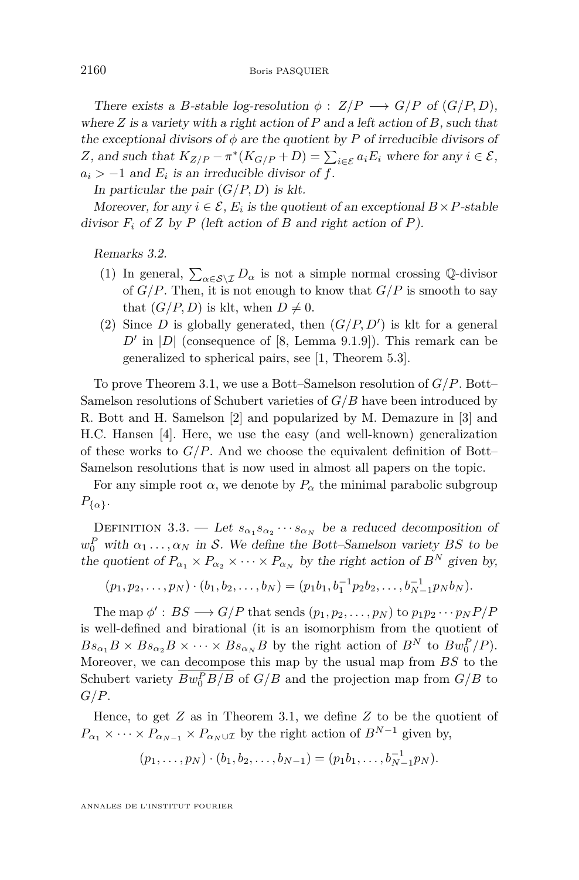*There exists a $B$-stable log-resolution $\phi : Z/P \longrightarrow G/P$ of $(G/P, D)$, where $Z$ is a variety with a right action of $P$ and a left action of $B$, such that the exceptional divisors of $\phi$ are the quotient by $P$ of irreducible divisors of $Z$, and such that $K_{Z/P} - \pi^*(K_{G/P} + D) = \sum_{i\in\mathcal{E}} a_i E_i$ where for any $i \in \mathcal{E}$, $a_i > -1$ and $E_i$ is an irreducible divisor of $f$.*

*In particular the pair $(G/P, D)$ is klt.*

*Moreover, for any $i \in \mathcal{E}$, $E_i$ is the quotient of an exceptional $B\times P$-stable divisor $F_i$ of $Z$ by $P$ (left action of $B$ and right action of $P$).*

*Remarks 3.2.*

1. In general, $\sum_{\alpha\in\mathcal{S}\backslash\mathcal{I}} D_\alpha$ is not a simple normal crossing $\mathbb{Q}$-divisor of $G/P$. Then, it is not enough to know that $G/P$ is smooth to say that $(G/P, D)$ is klt, when $D \neq 0$.
2. Since $D$ is globally generated, then $(G/P, D')$ is klt for a general $D'$ in $|D|$ (consequence of [8, Lemma 9.1.9]). This remark can be generalized to spherical pairs, see [1, Theorem 5.3].

To prove Theorem 3.1, we use a Bott–Samelson resolution of $G/P$. Bott–Samelson resolutions of Schubert varieties of $G/B$ have been introduced by R. Bott and H. Samelson [2] and popularized by M. Demazure in [3] and H.C. Hansen [4]. Here, we use the easy (and well-known) generalization of these works to $G/P$. And we choose the equivalent definition of Bott–Samelson resolutions that is now used in almost all papers on the topic.

For any simple root $\alpha$, we denote by $P_\alpha$ the minimal parabolic subgroup $P_{\{\alpha\}}$.

Definition 3.3. — *Let $s_{\alpha_1}s_{\alpha_2}\cdots s_{\alpha_N}$ be a reduced decomposition of $w_0^P$ with $\alpha_1\ldots,\alpha_N$ in $\mathcal{S}$. We define the Bott–Samelson variety $BS$ to be the quotient of $P_{\alpha_1}\times P_{\alpha_2}\times\cdots\times P_{\alpha_N}$ by the right action of $B^N$ given by,*

$$(p_1, p_2, \ldots, p_N)\cdot(b_1, b_2, \ldots, b_N) = (p_1b_1, b_1^{-1}p_2b_2, \ldots, b_{N-1}^{-1}p_Nb_N).$$

The map $\phi' : BS \longrightarrow G/P$ that sends $(p_1, p_2, \ldots, p_N)$ to $p_1p_2\cdots p_NP/P$ is well-defined and birational (it is an isomorphism from the quotient of $Bs_{\alpha_1}B\times Bs_{\alpha_2}B\times\cdots\times Bs_{\alpha_N}B$ by the right action of $B^N$ to $Bw_0^P/P$). Moreover, we can decompose this map by the usual map from $BS$ to the Schubert variety $\overline{Bw_0^PB/B}$ of $G/B$ and the projection map from $G/B$ to $G/P$.

Hence, to get $Z$ as in Theorem 3.1, we define $Z$ to be the quotient of $P_{\alpha_1}\times\cdots\times P_{\alpha_{N-1}}\times P_{\alpha_N\cup\mathcal{I}}$ by the right action of $B^{N-1}$ given by,

$$(p_1, \ldots, p_N)\cdot(b_1, b_2, \ldots, b_{N-1}) = (p_1b_1, \ldots, b_{N-1}^{-1}p_N).$$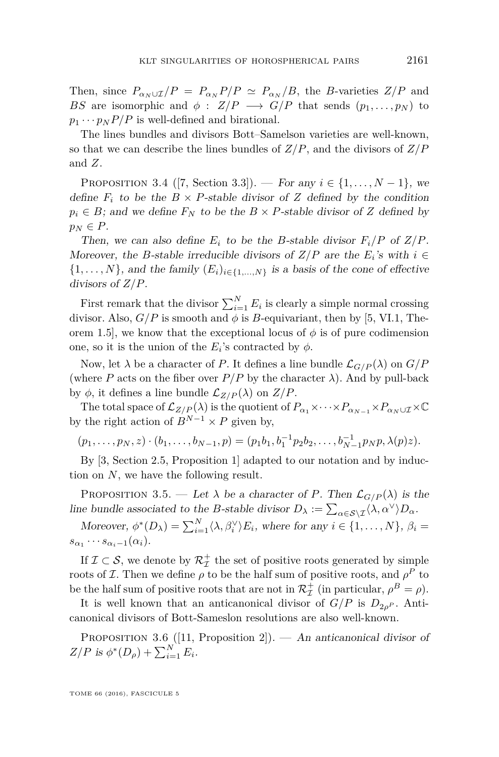Then, since $P_{\alpha_N \cup \mathcal{I}}/P = P_{\alpha_N} P/P \simeq P_{\alpha_N}/B$, the $B$-varieties $Z/P$ and $BS$ are isomorphic and $\phi : Z/P \longrightarrow G/P$ that sends $(p_1, \dots, p_N)$ to $p_1 \cdots p_N P/P$ is well-defined and birational.

The lines bundles and divisors Bott–Samelson varieties are well-known, so that we can describe the lines bundles of $Z/P$, and the divisors of $Z/P$ and $Z$.

Proposition 3.4 ([7, Section 3.3]). — *For any $i \in \{1, \dots, N-1\}$, we define $F_i$ to be the $B \times P$-stable divisor of $Z$ defined by the condition $p_i \in B$; and we define $F_N$ to be the $B \times P$-stable divisor of $Z$ defined by $p_N \in P$.*

*Then, we can also define $E_i$ to be the $B$-stable divisor $F_i/P$ of $Z/P$. Moreover, the $B$-stable irreducible divisors of $Z/P$ are the $E_i$'s with $i \in \{1, \dots, N\}$, and the family $(E_i)_{i \in \{1,\dots,N\}}$ is a basis of the cone of effective divisors of $Z/P$.*

First remark that the divisor $\sum_{i=1}^N E_i$ is clearly a simple normal crossing divisor. Also, $G/P$ is smooth and $\phi$ is $B$-equivariant, then by [5, VI.1, Theorem 1.5], we know that the exceptional locus of $\phi$ is of pure codimension one, so it is the union of the $E_i$'s contracted by $\phi$.

Now, let $\lambda$ be a character of $P$. It defines a line bundle $\mathcal{L}_{G/P}(\lambda)$ on $G/P$ (where $P$ acts on the fiber over $P/P$ by the character $\lambda$). And by pull-back by $\phi$, it defines a line bundle $\mathcal{L}_{Z/P}(\lambda)$ on $Z/P$.

The total space of $\mathcal{L}_{Z/P}(\lambda)$ is the quotient of $P_{\alpha_1} \times \cdots \times P_{\alpha_{N-1}} \times P_{\alpha_N \cup \mathcal{I}} \times \mathbb{C}$ by the right action of $B^{N-1} \times P$ given by,

$$(p_1, \dots, p_N, z) \cdot (b_1, \dots, b_{N-1}, p) = (p_1 b_1, b_1^{-1} p_2 b_2, \dots, b_{N-1}^{-1} p_N p, \lambda(p) z).$$

By [3, Section 2.5, Proposition 1] adapted to our notation and by induction on $N$, we have the following result.

Proposition 3.5. — *Let $\lambda$ be a character of $P$. Then $\mathcal{L}_{G/P}(\lambda)$ is the line bundle associated to the $B$-stable divisor $D_\lambda := \sum_{\alpha \in \mathcal{S} \setminus \mathcal{I}} \langle \lambda, \alpha^\vee \rangle D_\alpha$.*

*Moreover, $\phi^*(D_\lambda) = \sum_{i=1}^N \langle \lambda, \beta_i^\vee \rangle E_i$, where for any $i \in \{1, \dots, N\}$, $\beta_i = s_{\alpha_1} \cdots s_{\alpha_i - 1}(\alpha_i)$.*

If $\mathcal{I} \subset \mathcal{S}$, we denote by $\mathcal{R}_{\mathcal{I}}^+$ the set of positive roots generated by simple roots of $\mathcal{I}$. Then we define $\rho$ to be the half sum of positive roots, and $\rho^P$ to be the half sum of positive roots that are not in $\mathcal{R}_{\mathcal{I}}^+$ (in particular, $\rho^B = \rho$).

It is well known that an anticanonical divisor of $G/P$ is $D_{2\rho^P}$. Anticanonical divisors of Bott-Sameslon resolutions are also well-known.

Proposition 3.6 ([11, Proposition 2]). — *An anticanonical divisor of $Z/P$ is $\phi^*(D_\rho) + \sum_{i=1}^N E_i$.*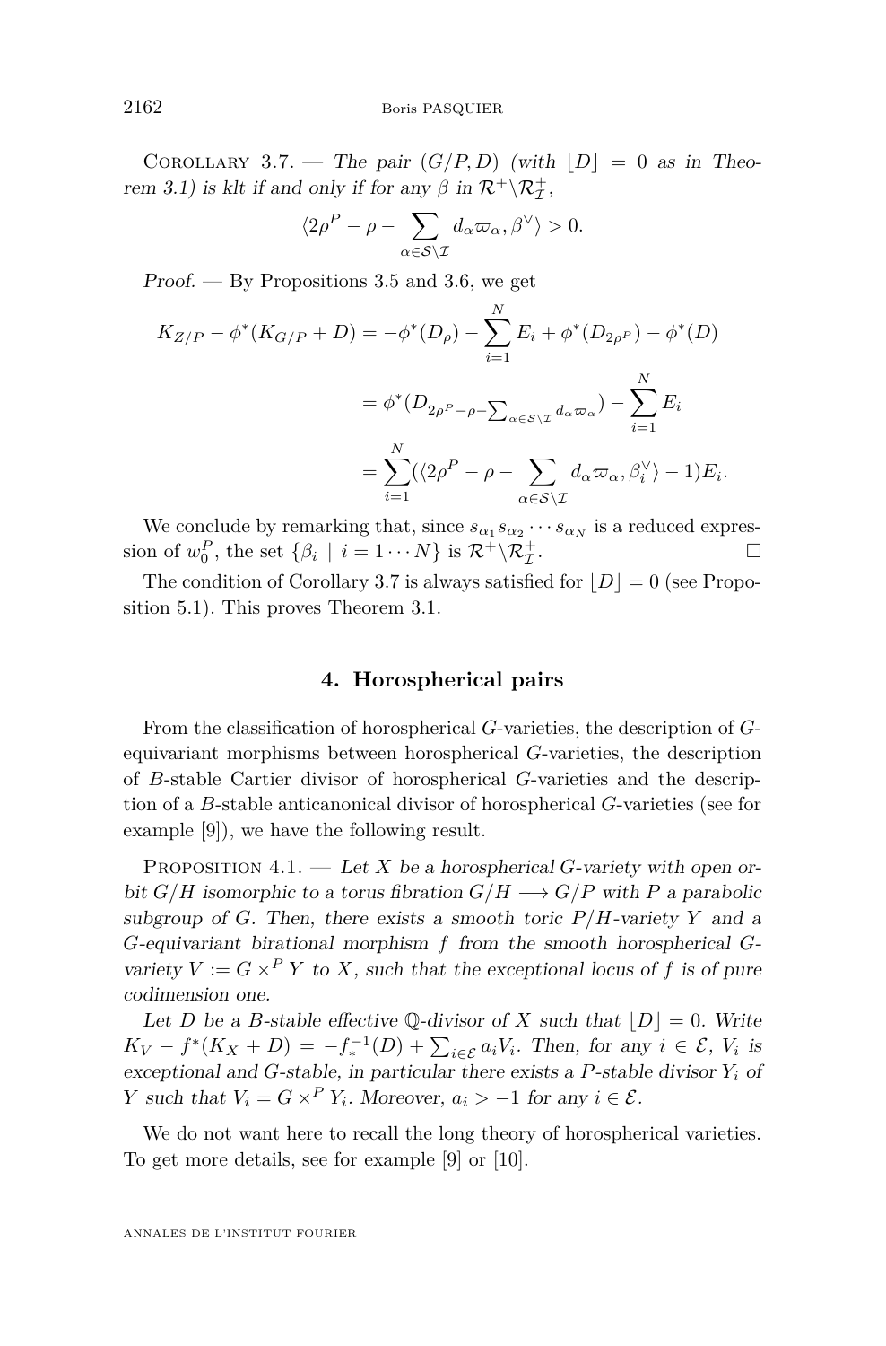Corollary 3.7. — *The pair $(G/P, D)$ (with $\lfloor D \rfloor = 0$ as in Theorem 3.1) is klt if and only if for any $\beta$ in $\mathcal{R}^+\backslash\mathcal{R}^+_{\mathcal{I}}$,*

$$\langle 2\rho^P - \rho - \sum_{\alpha\in\mathcal{S}\backslash\mathcal{I}} d_\alpha\varpi_\alpha, \beta^\vee\rangle > 0.$$

*Proof.* — By Propositions 3.5 and 3.6, we get

$$\begin{aligned} K_{Z/P} - \phi^*(K_{G/P} + D) &= -\phi^*(D_\rho) - \sum_{i=1}^N E_i + \phi^*(D_{2\rho^P}) - \phi^*(D) \\ &= \phi^*(D_{2\rho^P - \rho - \sum_{\alpha\in\mathcal{S}\backslash\mathcal{I}} d_\alpha\varpi_\alpha}) - \sum_{i=1}^N E_i \\ &= \sum_{i=1}^N (\langle 2\rho^P - \rho - \sum_{\alpha\in\mathcal{S}\backslash\mathcal{I}} d_\alpha\varpi_\alpha, \beta_i^\vee\rangle - 1)E_i. \end{aligned}$$

We conclude by remarking that, since $s_{\alpha_1}s_{\alpha_2}\cdots s_{\alpha_N}$ is a reduced expression of $w_0^P$, the set $\{\beta_i \mid i = 1\cdots N\}$ is $\mathcal{R}^+\backslash\mathcal{R}^+_{\mathcal{I}}$. □

The condition of Corollary 3.7 is always satisfied for $\lfloor D \rfloor = 0$ (see Proposition 5.1). This proves Theorem 3.1.

## 4. Horospherical pairs

From the classification of horospherical $G$-varieties, the description of $G$-equivariant morphisms between horospherical $G$-varieties, the description of $B$-stable Cartier divisor of horospherical $G$-varieties and the description of a $B$-stable anticanonical divisor of horospherical $G$-varieties (see for example [9]), we have the following result.

Proposition 4.1. — *Let $X$ be a horospherical $G$-variety with open orbit $G/H$ isomorphic to a torus fibration $G/H \longrightarrow G/P$ with $P$ a parabolic subgroup of $G$. Then, there exists a smooth toric $P/H$-variety $Y$ and a $G$-equivariant birational morphism $f$ from the smooth horospherical $G$-variety $V := G\times^P Y$ to $X$, such that the exceptional locus of $f$ is of pure codimension one.*

*Let $D$ be a $B$-stable effective $\mathbb{Q}$-divisor of $X$ such that $\lfloor D \rfloor = 0$. Write $K_V - f^*(K_X + D) = -f_*^{-1}(D) + \sum_{i\in\mathcal{E}} a_iV_i$. Then, for any $i \in \mathcal{E}$, $V_i$ is exceptional and $G$-stable, in particular there exists a $P$-stable divisor $Y_i$ of $Y$ such that $V_i = G\times^P Y_i$. Moreover, $a_i > -1$ for any $i \in \mathcal{E}$.*

We do not want here to recall the long theory of horospherical varieties. To get more details, see for example [9] or [10].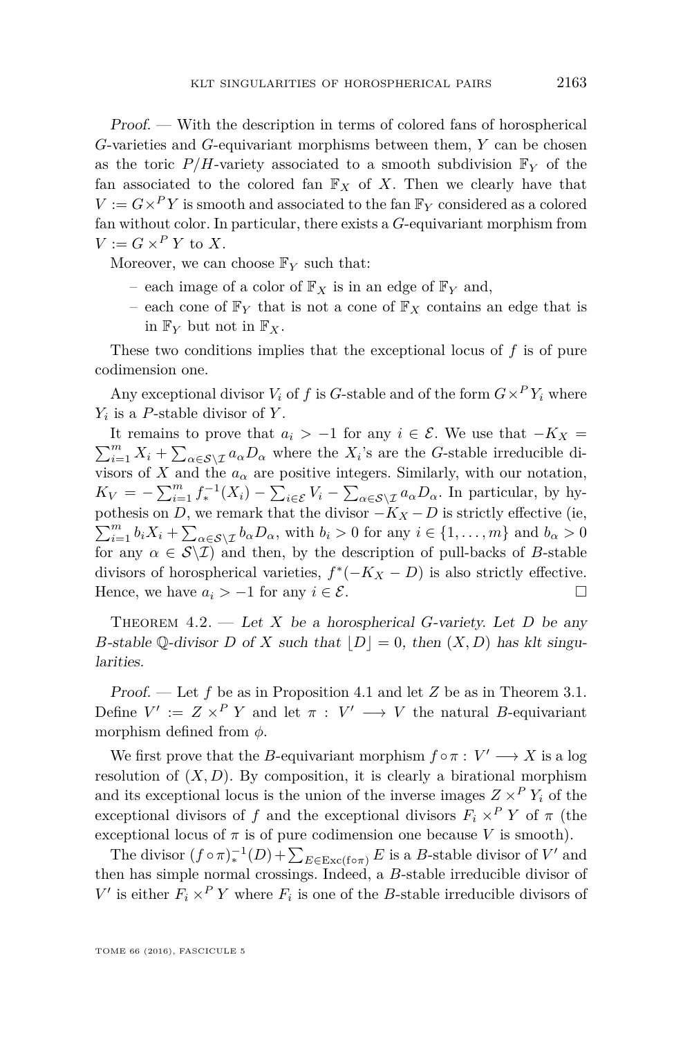*Proof.* — With the description in terms of colored fans of horospherical $G$-varieties and $G$-equivariant morphisms between them, $Y$ can be chosen as the toric $P/H$-variety associated to a smooth subdivision $\mathbb{F}_Y$ of the fan associated to the colored fan $\mathbb{F}_X$ of $X$. Then we clearly have that $V := G\times^P Y$ is smooth and associated to the fan $\mathbb{F}_Y$ considered as a colored fan without color. In particular, there exists a $G$-equivariant morphism from $V := G \times^P Y$ to $X$.

Moreover, we can choose $\mathbb{F}_Y$ such that:

- each image of a color of $\mathbb{F}_X$ is in an edge of $\mathbb{F}_Y$ and,
- each cone of $\mathbb{F}_Y$ that is not a cone of $\mathbb{F}_X$ contains an edge that is in $\mathbb{F}_Y$ but not in $\mathbb{F}_X$.

These two conditions implies that the exceptional locus of $f$ is of pure codimension one.

Any exceptional divisor $V_i$ of $f$ is $G$-stable and of the form $G\times^P Y_i$ where $Y_i$ is a $P$-stable divisor of $Y$.

It remains to prove that $a_i > -1$ for any $i \in \mathcal{E}$. We use that $-K_X = \sum_{i=1}^m X_i + \sum_{\alpha\in\mathcal{S}\backslash\mathcal{I}} a_\alpha D_\alpha$ where the $X_i$'s are the $G$-stable irreducible divisors of $X$ and the $a_\alpha$ are positive integers. Similarly, with our notation, $K_V = -\sum_{i=1}^m f_*^{-1}(X_i) - \sum_{i\in\mathcal{E}} V_i - \sum_{\alpha\in\mathcal{S}\backslash\mathcal{I}} a_\alpha D_\alpha$. In particular, by hypothesis on $D$, we remark that the divisor $-K_X - D$ is strictly effective (ie, $\sum_{i=1}^m b_i X_i + \sum_{\alpha\in\mathcal{S}\backslash\mathcal{I}} b_\alpha D_\alpha$, with $b_i > 0$ for any $i \in \{1,\ldots,m\}$ and $b_\alpha > 0$ for any $\alpha \in \mathcal{S}\backslash\mathcal{I}$) and then, by the description of pull-backs of $B$-stable divisors of horospherical varieties, $f^*(-K_X - D)$ is also strictly effective. Hence, we have $a_i > -1$ for any $i \in \mathcal{E}$. □

**Theorem 4.2.** — *Let $X$ be a horospherical $G$-variety. Let $D$ be any $B$-stable $\mathbb{Q}$-divisor $D$ of $X$ such that $\lfloor D\rfloor = 0$, then $(X, D)$ has klt singularities.*

*Proof.* — Let $f$ be as in Proposition 4.1 and let $Z$ be as in Theorem 3.1. Define $V' := Z \times^P Y$ and let $\pi : V' \longrightarrow V$ the natural $B$-equivariant morphism defined from $\phi$.

We first prove that the $B$-equivariant morphism $f\circ\pi : V' \longrightarrow X$ is a log resolution of $(X, D)$. By composition, it is clearly a birational morphism and its exceptional locus is the union of the inverse images $Z \times^P Y_i$ of the exceptional divisors of $f$ and the exceptional divisors $F_i \times^P Y$ of $\pi$ (the exceptional locus of $\pi$ is of pure codimension one because $V$ is smooth).

The divisor $(f\circ\pi)_*^{-1}(D) + \sum_{E\in\mathrm{Exc}(f\circ\pi)} E$ is a $B$-stable divisor of $V'$ and then has simple normal crossings. Indeed, a $B$-stable irreducible divisor of $V'$ is either $F_i \times^P Y$ where $F_i$ is one of the $B$-stable irreducible divisors of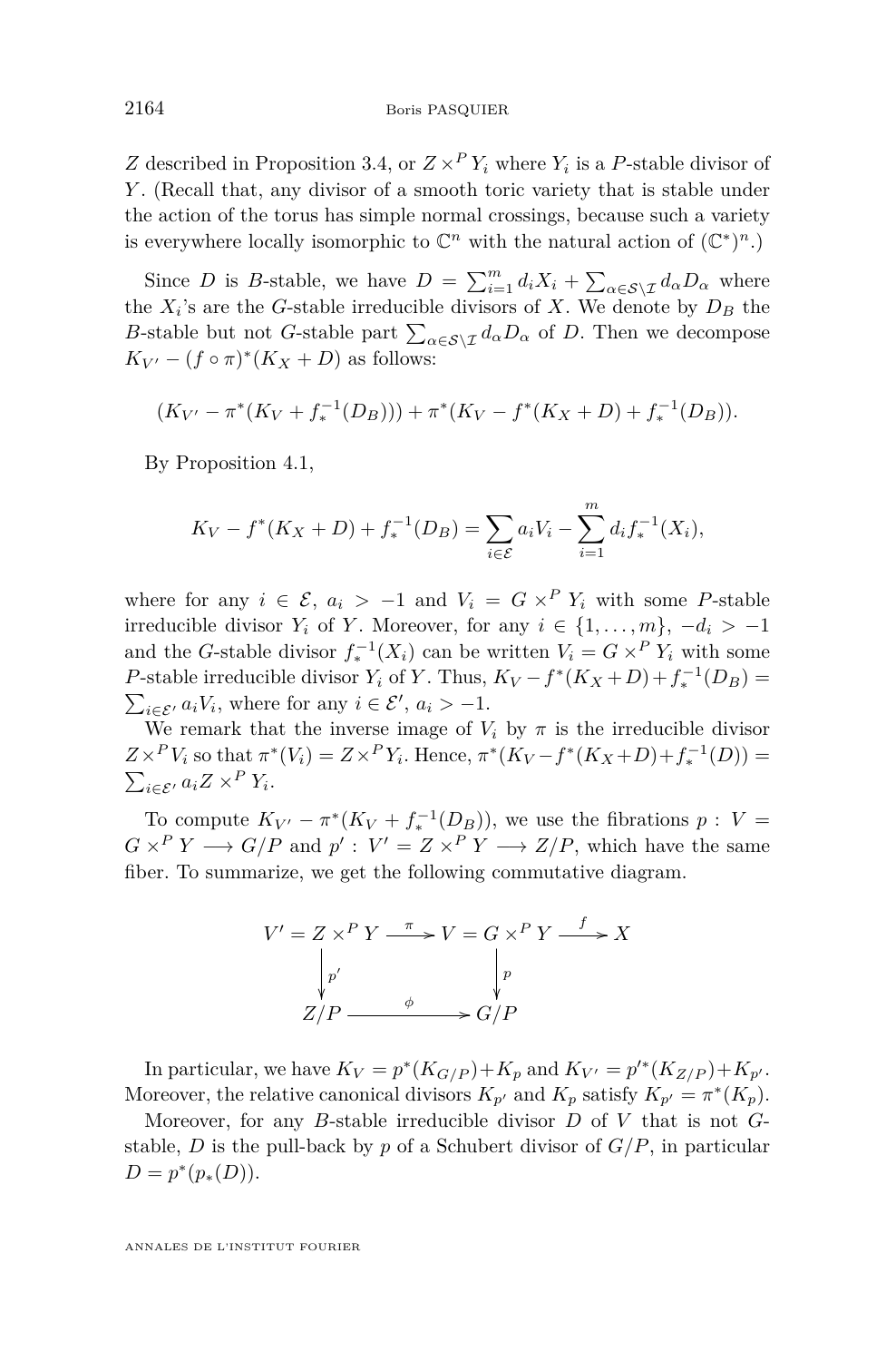$Z$ described in Proposition 3.4, or $Z \times^P Y_i$ where $Y_i$ is a $P$-stable divisor of $Y$. (Recall that, any divisor of a smooth toric variety that is stable under the action of the torus has simple normal crossings, because such a variety is everywhere locally isomorphic to $\mathbb{C}^n$ with the natural action of $(\mathbb{C}^*)^n$.)

Since $D$ is $B$-stable, we have $D = \sum_{i=1}^m d_i X_i + \sum_{\alpha \in \mathcal{S}\setminus\mathcal{I}} d_\alpha D_\alpha$ where the $X_i$'s are the $G$-stable irreducible divisors of $X$. We denote by $D_B$ the $B$-stable but not $G$-stable part $\sum_{\alpha \in \mathcal{S}\setminus\mathcal{I}} d_\alpha D_\alpha$ of $D$. Then we decompose $K_{V'} - (f \circ \pi)^*(K_X + D)$ as follows:

$$(K_{V'} - \pi^*(K_V + f_*^{-1}(D_B))) + \pi^*(K_V - f^*(K_X + D) + f_*^{-1}(D_B)).$$

By Proposition 4.1,

$$K_V - f^*(K_X + D) + f_*^{-1}(D_B) = \sum_{i \in \mathcal{E}} a_i V_i - \sum_{i=1}^m d_i f_*^{-1}(X_i),$$

where for any $i \in \mathcal{E}$, $a_i > -1$ and $V_i = G \times^P Y_i$ with some $P$-stable irreducible divisor $Y_i$ of $Y$. Moreover, for any $i \in \{1, \dots, m\}$, $-d_i > -1$ and the $G$-stable divisor $f_*^{-1}(X_i)$ can be written $V_i = G \times^P Y_i$ with some $P$-stable irreducible divisor $Y_i$ of $Y$. Thus, $K_V - f^*(K_X + D) + f_*^{-1}(D_B) = \sum_{i \in \mathcal{E}'} a_i V_i$, where for any $i \in \mathcal{E}'$, $a_i > -1$.

We remark that the inverse image of $V_i$ by $\pi$ is the irreducible divisor $Z \times^P V_i$ so that $\pi^*(V_i) = Z \times^P Y_i$. Hence, $\pi^*(K_V - f^*(K_X + D) + f_*^{-1}(D)) = \sum_{i \in \mathcal{E}'} a_i Z \times^P Y_i$.

To compute $K_{V'} - \pi^*(K_V + f_*^{-1}(D_B))$, we use the fibrations $p : V = G \times^P Y \longrightarrow G/P$ and $p' : V' = Z \times^P Y \longrightarrow Z/P$, which have the same fiber. To summarize, we get the following commutative diagram.

$$\begin{array}{ccccc} V' = Z \times^P Y & \xrightarrow{\pi} & V = G \times^P Y & \xrightarrow{f} & X \\ \Big\downarrow{\scriptstyle p'} & & \Big\downarrow{\scriptstyle p} & & \\ Z/P & \xrightarrow{\phi} & G/P & & \end{array}$$

In particular, we have $K_V = p^*(K_{G/P}) + K_p$ and $K_{V'} = p'^*(K_{Z/P}) + K_{p'}$. Moreover, the relative canonical divisors $K_{p'}$ and $K_p$ satisfy $K_{p'} = \pi^*(K_p)$.

Moreover, for any $B$-stable irreducible divisor $D$ of $V$ that is not $G$-stable, $D$ is the pull-back by $p$ of a Schubert divisor of $G/P$, in particular $D = p^*(p_*(D))$.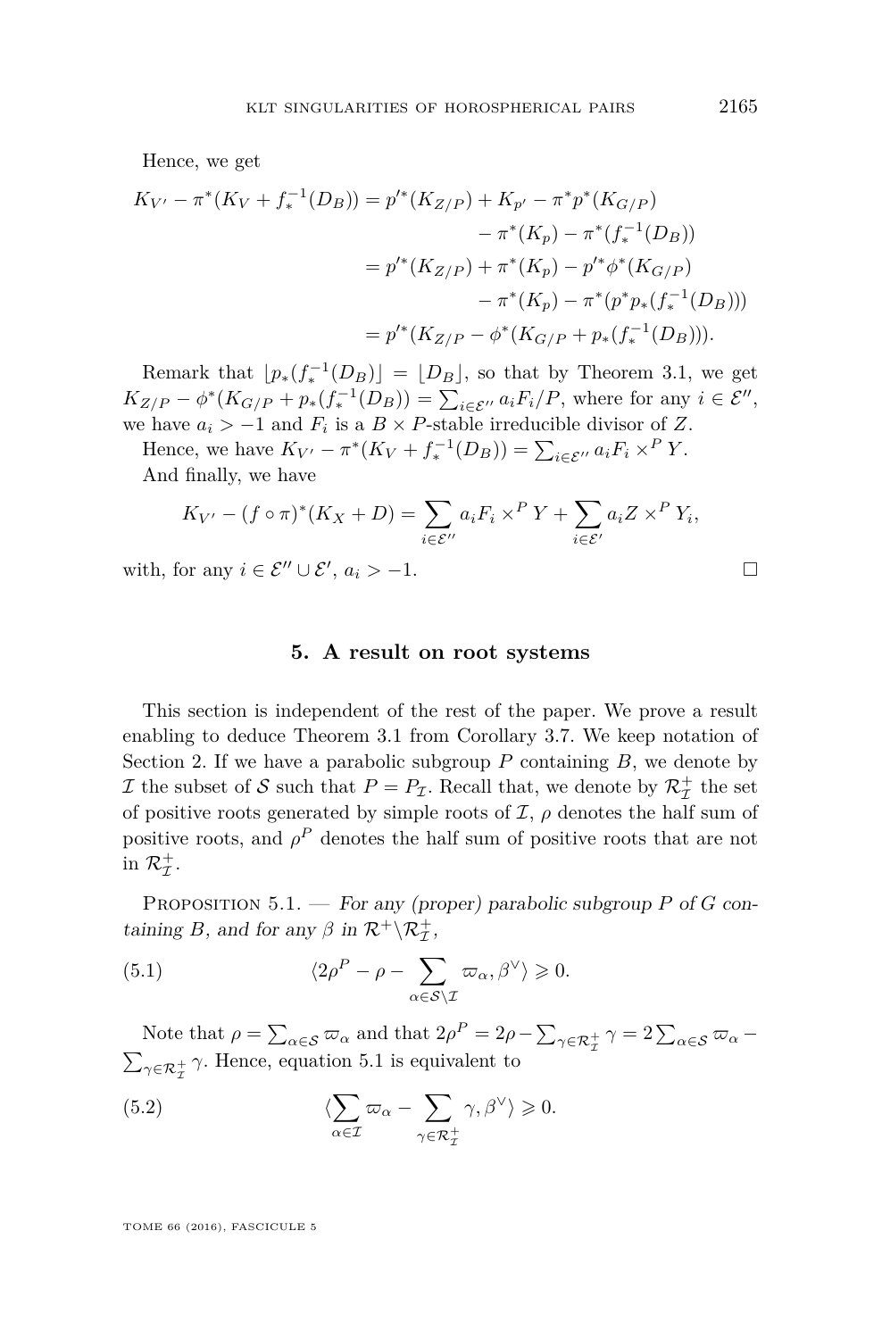Hence, we get

$$
\begin{aligned}
K_{V'} - \pi^*(K_V + f_*^{-1}(D_B)) &= p'^*(K_{Z/P}) + K_{p'} - \pi^* p^*(K_{G/P}) \\
&\qquad - \pi^*(K_p) - \pi^*(f_*^{-1}(D_B)) \\
&= p'^*(K_{Z/P}) + \pi^*(K_p) - p'^*\phi^*(K_{G/P}) \\
&\qquad - \pi^*(K_p) - \pi^*(p^* p_*(f_*^{-1}(D_B))) \\
&= p'^*(K_{Z/P} - \phi^*(K_{G/P} + p_*(f_*^{-1}(D_B)))).
\end{aligned}
$$

Remark that $\lfloor p_*(f_*^{-1}(D_B)) \rfloor = \lfloor D_B \rfloor$, so that by Theorem 3.1, we get $K_{Z/P} - \phi^*(K_{G/P} + p_*(f_*^{-1}(D_B)) = \sum_{i \in \mathcal{E}''} a_i F_i / P$, where for any $i \in \mathcal{E}''$, we have $a_i > -1$ and $F_i$ is a $B \times P$-stable irreducible divisor of $Z$.

Hence, we have $K_{V'} - \pi^*(K_V + f_*^{-1}(D_B)) = \sum_{i \in \mathcal{E}''} a_i F_i \times^P Y$.

And finally, we have

$$
K_{V'} - (f \circ \pi)^*(K_X + D) = \sum_{i \in \mathcal{E}''} a_i F_i \times^P Y + \sum_{i \in \mathcal{E}'} a_i Z \times^P Y_i,
$$

with, for any $i \in \mathcal{E}'' \cup \mathcal{E}'$, $a_i > -1$. □

## 5. A result on root systems

This section is independent of the rest of the paper. We prove a result enabling to deduce Theorem 3.1 from Corollary 3.7. We keep notation of Section 2. If we have a parabolic subgroup $P$ containing $B$, we denote by $\mathcal{I}$ the subset of $\mathcal{S}$ such that $P = P_{\mathcal{I}}$. Recall that, we denote by $\mathcal{R}_{\mathcal{I}}^+$ the set of positive roots generated by simple roots of $\mathcal{I}$, $\rho$ denotes the half sum of positive roots, and $\rho^P$ denotes the half sum of positive roots that are not in $\mathcal{R}_{\mathcal{I}}^+$.

Proposition 5.1. — *For any (proper) parabolic subgroup $P$ of $G$ containing $B$, and for any $\beta$ in $\mathcal{R}^+ \backslash \mathcal{R}_{\mathcal{I}}^+$,*

$$
\langle 2\rho^P - \rho - \sum_{\alpha \in \mathcal{S} \backslash \mathcal{I}} \varpi_\alpha, \beta^\vee \rangle \geqslant 0. \tag{5.1}
$$

Note that $\rho = \sum_{\alpha \in \mathcal{S}} \varpi_\alpha$ and that $2\rho^P = 2\rho - \sum_{\gamma \in \mathcal{R}_{\mathcal{I}}^+} \gamma = 2\sum_{\alpha \in \mathcal{S}} \varpi_\alpha - \sum_{\gamma \in \mathcal{R}_{\mathcal{I}}^+} \gamma$. Hence, equation 5.1 is equivalent to

$$
\langle \sum_{\alpha \in \mathcal{I}} \varpi_\alpha - \sum_{\gamma \in \mathcal{R}_{\mathcal{I}}^+} \gamma, \beta^\vee \rangle \geqslant 0. \tag{5.2}
$$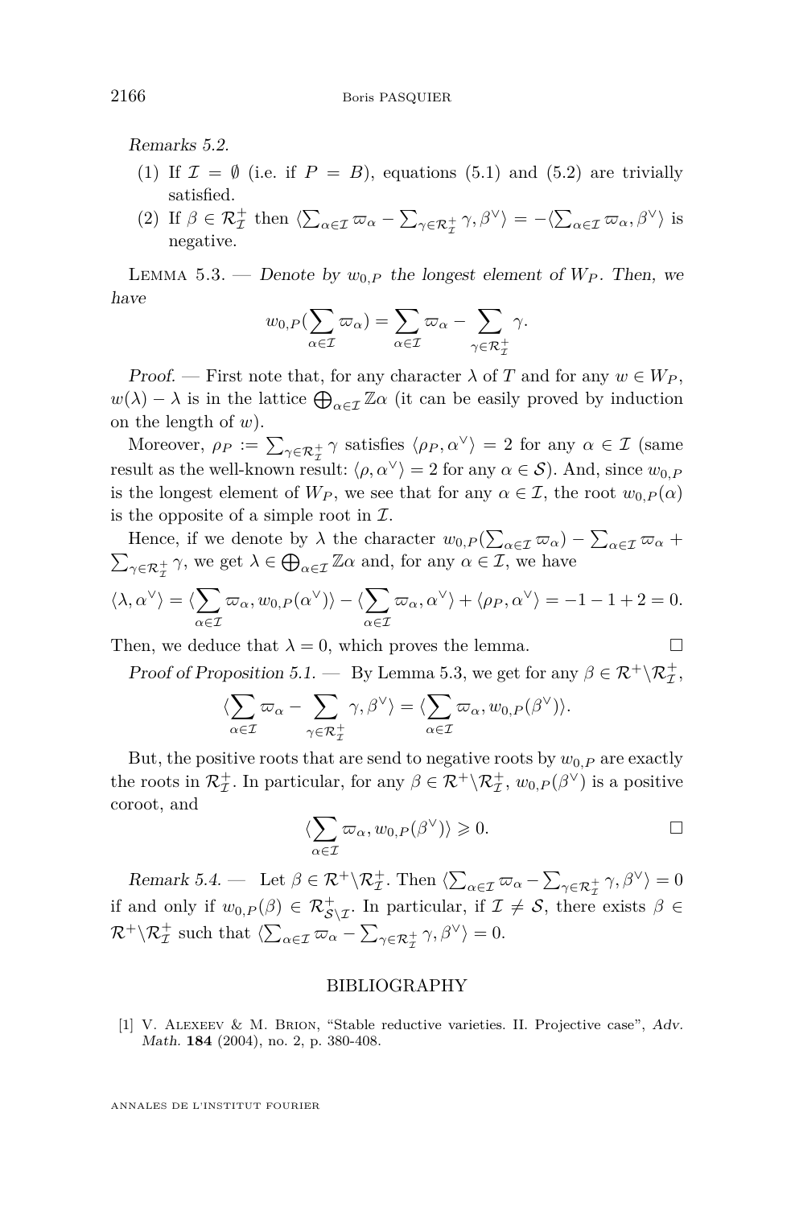*Remarks 5.2.*

1. If $\mathcal{I} = \emptyset$ (i.e. if $P = B$), equations (5.1) and (5.2) are trivially satisfied.
2. If $\beta \in \mathcal{R}_{\mathcal{I}}^+$ then $\langle \sum_{\alpha\in\mathcal{I}} \varpi_\alpha - \sum_{\gamma\in\mathcal{R}_{\mathcal{I}}^+} \gamma, \beta^\vee \rangle = -\langle \sum_{\alpha\in\mathcal{I}} \varpi_\alpha, \beta^\vee \rangle$ is negative.

LEMMA 5.3. — *Denote by $w_{0,P}$ the longest element of $W_P$. Then, we have*

$$w_{0,P}(\sum_{\alpha\in\mathcal{I}} \varpi_\alpha) = \sum_{\alpha\in\mathcal{I}} \varpi_\alpha - \sum_{\gamma\in\mathcal{R}_{\mathcal{I}}^+} \gamma.$$

*Proof.* — First note that, for any character $\lambda$ of $T$ and for any $w \in W_P$, $w(\lambda) - \lambda$ is in the lattice $\bigoplus_{\alpha\in\mathcal{I}} \mathbb{Z}\alpha$ (it can be easily proved by induction on the length of $w$).

Moreover, $\rho_P := \sum_{\gamma\in\mathcal{R}_{\mathcal{I}}^+} \gamma$ satisfies $\langle \rho_P, \alpha^\vee \rangle = 2$ for any $\alpha \in \mathcal{I}$ (same result as the well-known result: $\langle \rho, \alpha^\vee \rangle = 2$ for any $\alpha \in \mathcal{S}$). And, since $w_{0,P}$ is the longest element of $W_P$, we see that for any $\alpha \in \mathcal{I}$, the root $w_{0,P}(\alpha)$ is the opposite of a simple root in $\mathcal{I}$.

Hence, if we denote by $\lambda$ the character $w_{0,P}(\sum_{\alpha\in\mathcal{I}} \varpi_\alpha) - \sum_{\alpha\in\mathcal{I}} \varpi_\alpha + \sum_{\gamma\in\mathcal{R}_{\mathcal{I}}^+} \gamma$, we get $\lambda \in \bigoplus_{\alpha\in\mathcal{I}} \mathbb{Z}\alpha$ and, for any $\alpha \in \mathcal{I}$, we have

$$\langle \lambda, \alpha^\vee \rangle = \langle \sum_{\alpha\in\mathcal{I}} \varpi_\alpha, w_{0,P}(\alpha^\vee) \rangle - \langle \sum_{\alpha\in\mathcal{I}} \varpi_\alpha, \alpha^\vee \rangle + \langle \rho_P, \alpha^\vee \rangle = -1 - 1 + 2 = 0.$$

Then, we deduce that $\lambda = 0$, which proves the lemma. □

*Proof of Proposition 5.1.* — By Lemma 5.3, we get for any $\beta \in \mathcal{R}^+ \backslash \mathcal{R}_{\mathcal{I}}^+$,

$$\langle \sum_{\alpha\in\mathcal{I}} \varpi_\alpha - \sum_{\gamma\in\mathcal{R}_{\mathcal{I}}^+} \gamma, \beta^\vee \rangle = \langle \sum_{\alpha\in\mathcal{I}} \varpi_\alpha, w_{0,P}(\beta^\vee) \rangle.$$

But, the positive roots that are send to negative roots by $w_{0,P}$ are exactly the roots in $\mathcal{R}_{\mathcal{I}}^+$. In particular, for any $\beta \in \mathcal{R}^+ \backslash \mathcal{R}_{\mathcal{I}}^+$, $w_{0,P}(\beta^\vee)$ is a positive coroot, and

$$\langle \sum_{\alpha\in\mathcal{I}} \varpi_\alpha, w_{0,P}(\beta^\vee) \rangle \geqslant 0.$$

□

*Remark 5.4.* — Let $\beta \in \mathcal{R}^+ \backslash \mathcal{R}_{\mathcal{I}}^+$. Then $\langle \sum_{\alpha\in\mathcal{I}} \varpi_\alpha - \sum_{\gamma\in\mathcal{R}_{\mathcal{I}}^+} \gamma, \beta^\vee \rangle = 0$ if and only if $w_{0,P}(\beta) \in \mathcal{R}_{\mathcal{S}\backslash\mathcal{I}}^+$. In particular, if $\mathcal{I} \neq \mathcal{S}$, there exists $\beta \in \mathcal{R}^+ \backslash \mathcal{R}_{\mathcal{I}}^+$ such that $\langle \sum_{\alpha\in\mathcal{I}} \varpi_\alpha - \sum_{\gamma\in\mathcal{R}_{\mathcal{I}}^+} \gamma, \beta^\vee \rangle = 0$.

## BIBLIOGRAPHY

[1] V. Alexeev & M. Brion, "Stable reductive varieties. II. Projective case", *Adv. Math.* **184** (2004), no. 2, p. 380-408.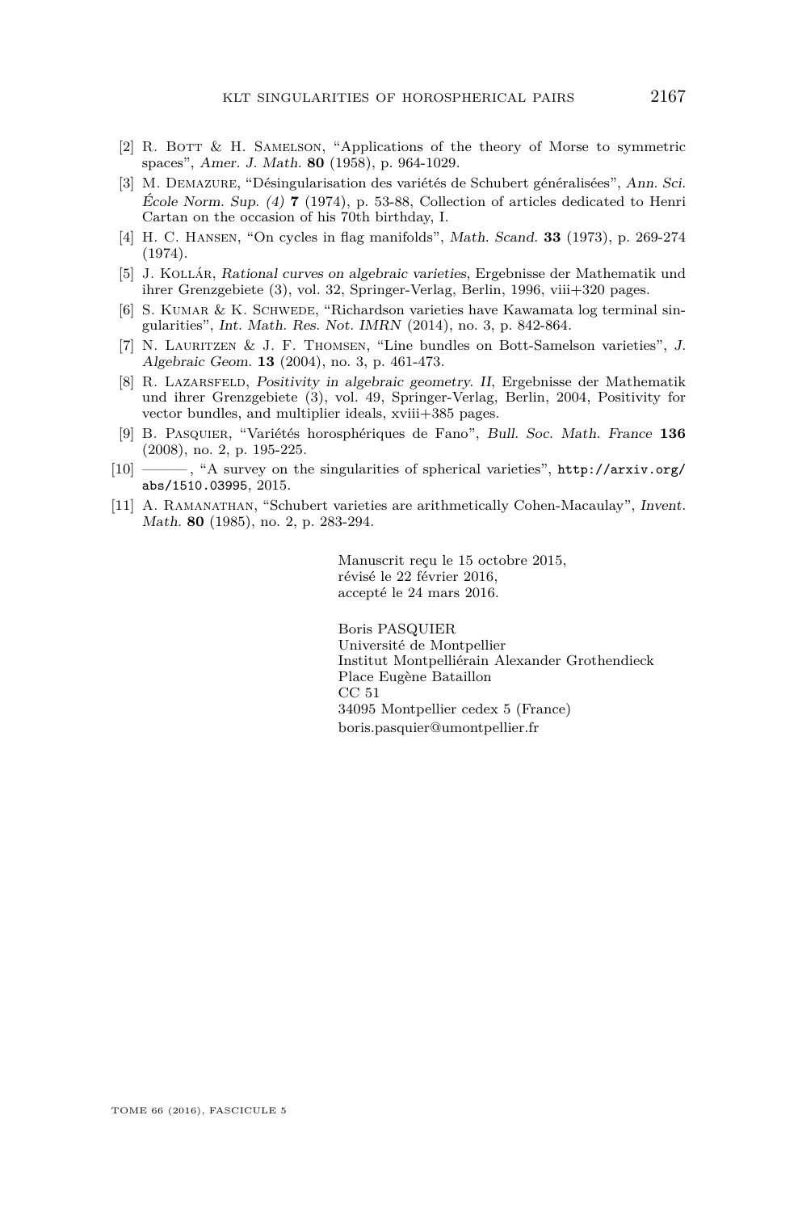[2] R. Bott & H. Samelson, "Applications of the theory of Morse to symmetric spaces", *Amer. J. Math.* **80** (1958), p. 964-1029.

[3] M. Demazure, "Désingularisation des variétés de Schubert généralisées", *Ann. Sci. École Norm. Sup. (4)* **7** (1974), p. 53-88, Collection of articles dedicated to Henri Cartan on the occasion of his 70th birthday, I.

[4] H. C. Hansen, "On cycles in flag manifolds", *Math. Scand.* **33** (1973), p. 269-274 (1974).

[5] J. Kollár, *Rational curves on algebraic varieties*, Ergebnisse der Mathematik und ihrer Grenzgebiete (3), vol. 32, Springer-Verlag, Berlin, 1996, viii+320 pages.

[6] S. Kumar & K. Schwede, "Richardson varieties have Kawamata log terminal singularities", *Int. Math. Res. Not. IMRN* (2014), no. 3, p. 842-864.

[7] N. Lauritzen & J. F. Thomsen, "Line bundles on Bott-Samelson varieties", *J. Algebraic Geom.* **13** (2004), no. 3, p. 461-473.

[8] R. Lazarsfeld, *Positivity in algebraic geometry. II*, Ergebnisse der Mathematik und ihrer Grenzgebiete (3), vol. 49, Springer-Verlag, Berlin, 2004, Positivity for vector bundles, and multiplier ideals, xviii+385 pages.

[9] B. Pasquier, "Variétés horosphériques de Fano", *Bull. Soc. Math. France* **136** (2008), no. 2, p. 195-225.

[10] ———, "A survey on the singularities of spherical varieties", http://arxiv.org/abs/1510.03995, 2015.

[11] A. Ramanathan, "Schubert varieties are arithmetically Cohen-Macaulay", *Invent. Math.* **80** (1985), no. 2, p. 283-294.

Manuscrit reçu le 15 octobre 2015,
révisé le 22 février 2016,
accepté le 24 mars 2016.

Boris PASQUIER
Université de Montpellier
Institut Montpelliérain Alexander Grothendieck
Place Eugène Bataillon
CC 51
34095 Montpellier cedex 5 (France)
boris.pasquier@umontpellier.fr